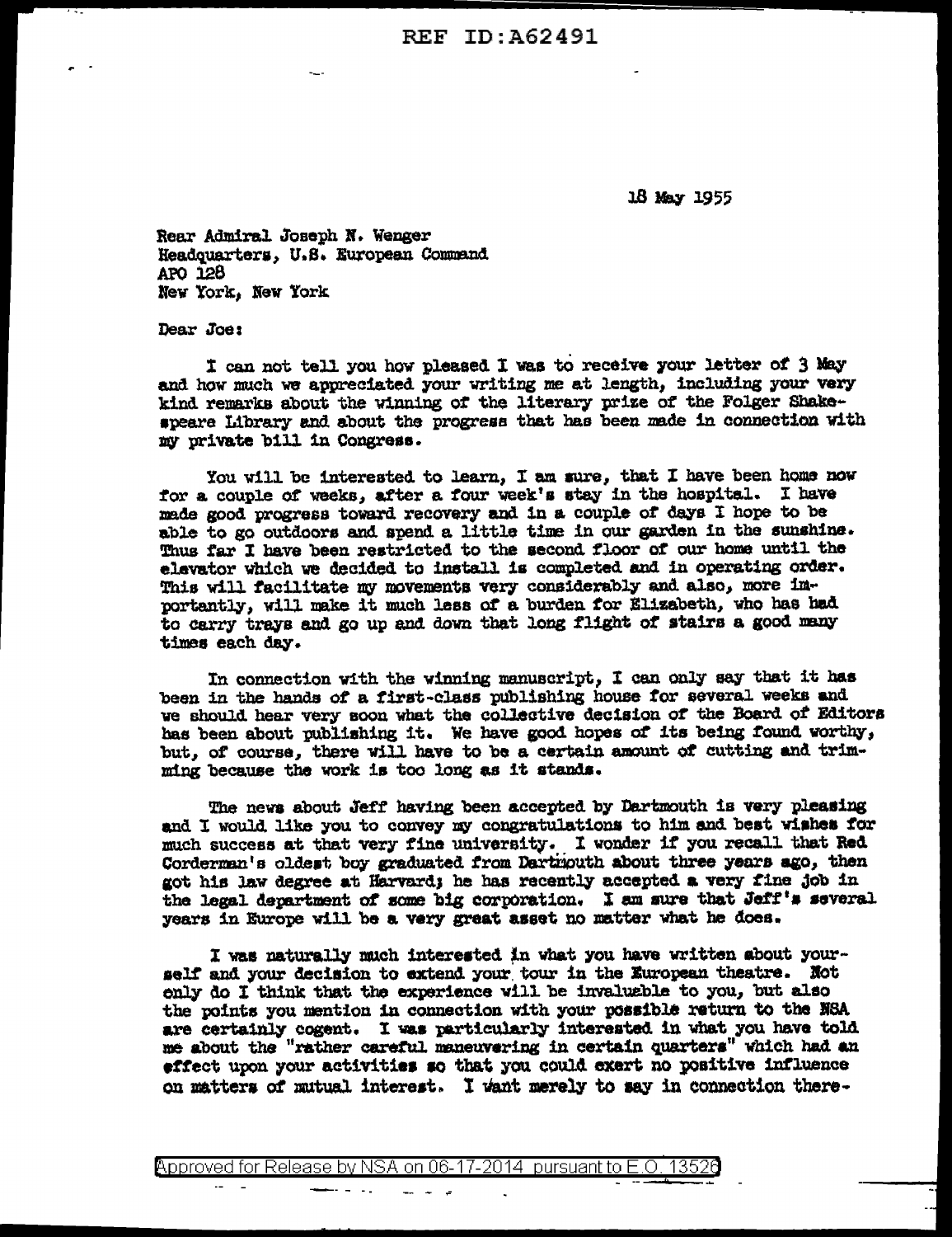18 May 1955

Rear Admiral Joseph N. Wenger
Headquarters, U.S. European Command
APO 128
New York, New York

Dear Joe:

I can not tell you how pleased I was to receive your letter of 3 May and how much we appreciated your writing me at length, including your very kind remarks about the winning of the literary prize of the Folger Shakespeare Library and about the progress that has been made in connection with my private bill in Congress.

You will be interested to learn, I am sure, that I have been home now for a couple of weeks, after a four week's stay in the hospital. I have made good progress toward recovery and in a couple of days I hope to be able to go outdoors and spend a little time in our garden in the sunshine. Thus far I have been restricted to the second floor of our home until the elevator which we decided to install is completed and in operating order. This will facilitate my movements very considerably and also, more importantly, will make it much less of a burden for Elizabeth, who has had to carry trays and go up and down that long flight of stairs a good many times each day.

In connection with the winning manuscript, I can only say that it has been in the hands of a first-class publishing house for several weeks and we should hear very soon what the collective decision of the Board of Editors has been about publishing it. We have good hopes of its being found worthy, but, of course, there will have to be a certain amount of cutting and trimming because the work is too long as it stands.

The news about Jeff having been accepted by Dartmouth is very pleasing and I would like you to convey my congratulations to him and best wishes for much success at that very fine university. I wonder if you recall that Red Corderman's oldest boy graduated from Dartmouth about three years ago, then got his law degree at Harvard; he has recently accepted a very fine job in the legal department of some big corporation. I am sure that Jeff's several years in Europe will be a very great asset no matter what he does.

I was naturally much interested in what you have written about yourself and your decision to extend your tour in the European theatre. Not only do I think that the experience will be invaluable to you, but also the points you mention in connection with your possible return to the NSA are certainly cogent. I was particularly interested in what you have told me about the "rather careful maneuvering in certain quarters" which had an effect upon your activities so that you could exert no positive influence on matters of mutual interest. I want merely to say in connection there-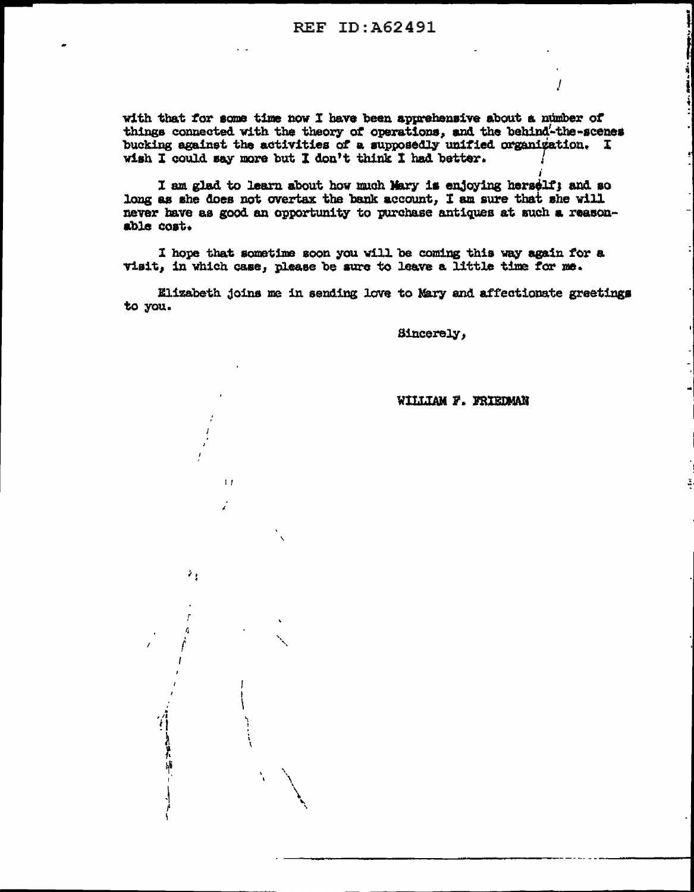with that for some time now I have been apprehensive about a number of things connected with the theory of operations, and the behind-the-scenes bucking against the activities of a supposedly unified organization. I wish I could say more but I don't think I had better.

I am glad to learn about how much Mary is enjoying herself; and so long as she does not overtax the bank account, I am sure that she will never have as good an opportunity to purchase antiques at such a reasonable cost.

I hope that sometime soon you will be coming this way again for a visit, in which case, please be sure to leave a little time for me.

Elizabeth joins me in sending love to Mary and affectionate greetings to you.

Sincerely,

WILLIAM F. FRIEDMAN